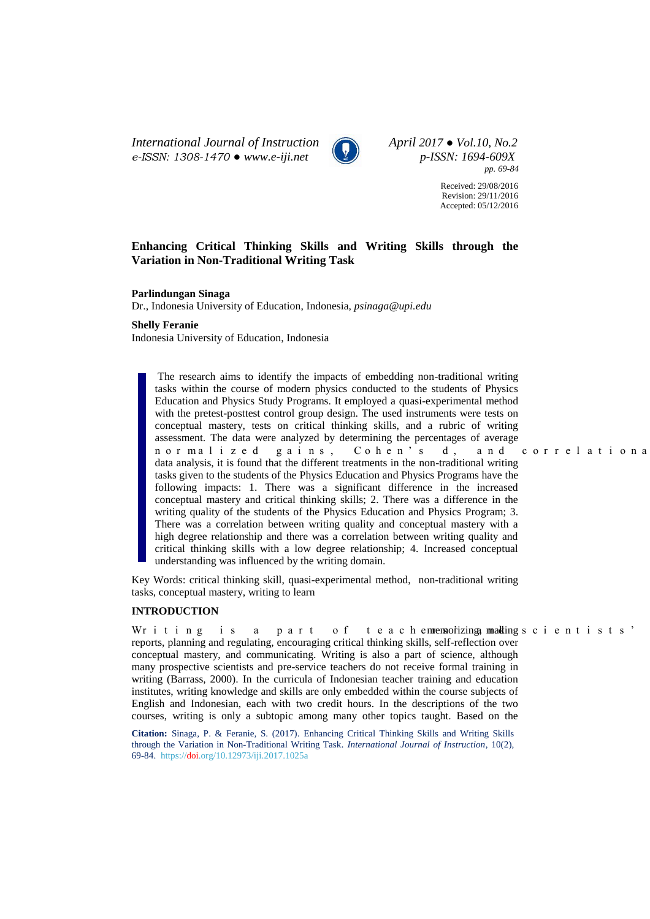*International Journal of Instruction*
*e-ISSN: 1308-1470 ● www.e-iji.net*

*April 2017 ● Vol.10, No.2*
*p-ISSN: 1694-609X*
*pp. 69-84*

Received: 29/08/2016
Revision: 29/11/2016
Accepted: 05/12/2016

# Enhancing Critical Thinking Skills and Writing Skills through the Variation in Non-Traditional Writing Task

**Parlindungan Sinaga**
Dr., Indonesia University of Education, Indonesia, *psinaga@upi.edu*

**Shelly Feranie**
Indonesia University of Education, Indonesia

The research aims to identify the impacts of embedding non-traditional writing tasks within the course of modern physics conducted to the students of Physics Education and Physics Study Programs. It employed a quasi-experimental method with the pretest-posttest control group design. The used instruments were tests on conceptual mastery, tests on critical thinking skills, and a rubric of writing assessment. The data were analyzed by determining the percentages of average normalized gains, Cohen's d, and correlational data analysis, it is found that the different treatments in the non-traditional writing tasks given to the students of the Physics Education and Physics Programs have the following impacts: 1. There was a significant difference in the increased conceptual mastery and critical thinking skills; 2. There was a difference in the writing quality of the students of the Physics Education and Physics Program; 3. There was a correlation between writing quality and conceptual mastery with a high degree relationship and there was a correlation between writing quality and critical thinking skills with a low degree relationship; 4. Increased conceptual understanding was influenced by the writing domain.

Key Words: critical thinking skill, quasi-experimental method, non-traditional writing tasks, conceptual mastery, writing to learn

## INTRODUCTION

Writing is a part of teaching, memorizing, making scientists' reports, planning and regulating, encouraging critical thinking skills, self-reflection over conceptual mastery, and communicating. Writing is also a part of science, although many prospective scientists and pre-service teachers do not receive formal training in writing (Barrass, 2000). In the curricula of Indonesian teacher training and education institutes, writing knowledge and skills are only embedded within the course subjects of English and Indonesian, each with two credit hours. In the descriptions of the two courses, writing is only a subtopic among many other topics taught. Based on the

**Citation:** Sinaga, P. & Feranie, S. (2017). Enhancing Critical Thinking Skills and Writing Skills through the Variation in Non-Traditional Writing Task. *International Journal of Instruction*, 10(2), 69-84. https://doi.org/10.12973/iji.2017.1025a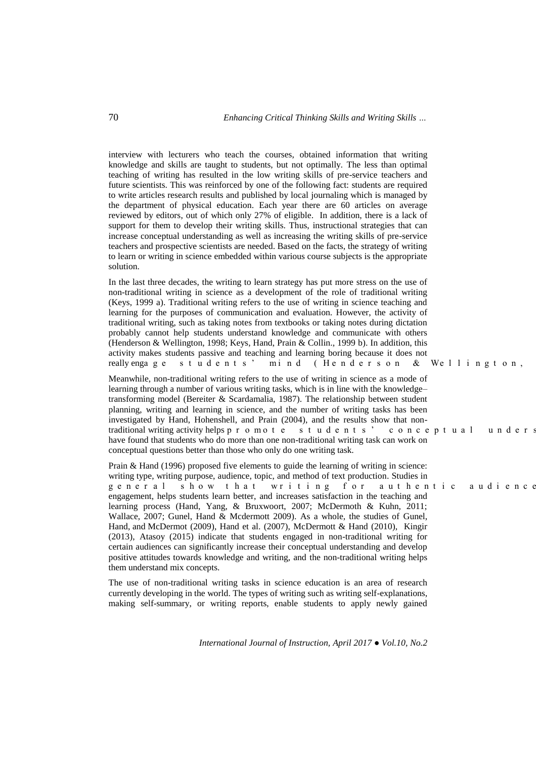interview with lecturers who teach the courses, obtained information that writing knowledge and skills are taught to students, but not optimally. The less than optimal teaching of writing has resulted in the low writing skills of pre-service teachers and future scientists. This was reinforced by one of the following fact: students are required to write articles research results and published by local journaling which is managed by the department of physical education. Each year there are 60 articles on average reviewed by editors, out of which only 27% of eligible. In addition, there is a lack of support for them to develop their writing skills. Thus, instructional strategies that can increase conceptual understanding as well as increasing the writing skills of pre-service teachers and prospective scientists are needed. Based on the facts, the strategy of writing to learn or writing in science embedded within various course subjects is the appropriate solution.

In the last three decades, the writing to learn strategy has put more stress on the use of non-traditional writing in science as a development of the role of traditional writing (Keys, 1999 a). Traditional writing refers to the use of writing in science teaching and learning for the purposes of communication and evaluation. However, the activity of traditional writing, such as taking notes from textbooks or taking notes during dictation probably cannot help students understand knowledge and communicate with others (Henderson & Wellington, 1998; Keys, Hand, Prain & Collin., 1999 b). In addition, this activity makes students passive and teaching and learning boring because it does not really engage students' mind (Henderson & Wellington,

Meanwhile, non-traditional writing refers to the use of writing in science as a mode of learning through a number of various writing tasks, which is in line with the knowledge–transforming model (Bereiter & Scardamalia, 1987). The relationship between student planning, writing and learning in science, and the number of writing tasks has been investigated by Hand, Hohenshell, and Prain (2004), and the results show that non-traditional writing activity helps promote students' conceptual unders have found that students who do more than one non-traditional writing task can work on conceptual questions better than those who only do one writing task.

Prain & Hand (1996) proposed five elements to guide the learning of writing in science: writing type, writing purpose, audience, topic, and method of text production. Studies in general show that writing for authentic audience engagement, helps students learn better, and increases satisfaction in the teaching and learning process (Hand, Yang, & Bruxwoort, 2007; McDermoth & Kuhn, 2011; Wallace, 2007; Gunel, Hand & Mcdermott 2009). As a whole, the studies of Gunel, Hand, and McDermot (2009), Hand et al. (2007), McDermott & Hand (2010), Kingir (2013), Atasoy (2015) indicate that students engaged in non-traditional writing for certain audiences can significantly increase their conceptual understanding and develop positive attitudes towards knowledge and writing, and the non-traditional writing helps them understand mix concepts.

The use of non-traditional writing tasks in science education is an area of research currently developing in the world. The types of writing such as writing self-explanations, making self-summary, or writing reports, enable students to apply newly gained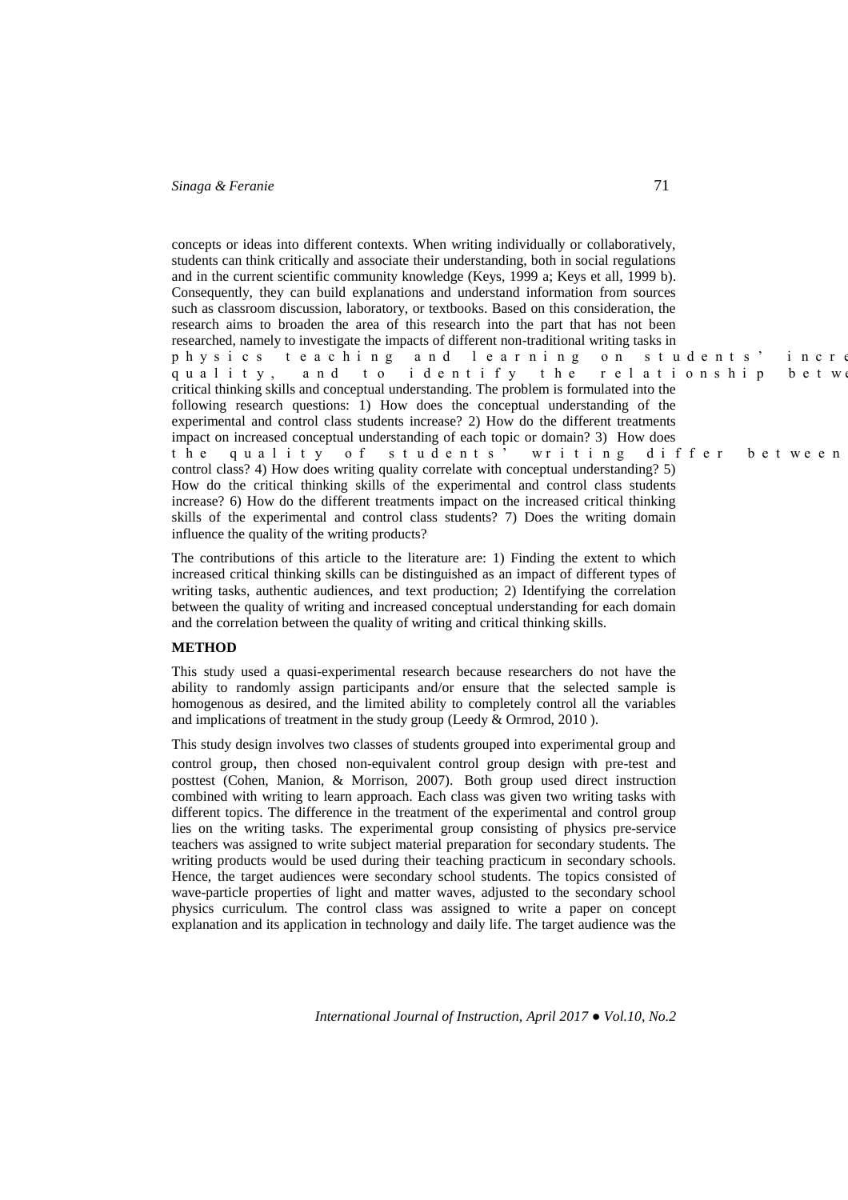concepts or ideas into different contexts. When writing individually or collaboratively, students can think critically and associate their understanding, both in social regulations and in the current scientific community knowledge (Keys, 1999 a; Keys et all, 1999 b). Consequently, they can build explanations and understand information from sources such as classroom discussion, laboratory, or textbooks. Based on this consideration, the research aims to broaden the area of this research into the part that has not been researched, namely to investigate the impacts of different non-traditional writing tasks in physics teaching and learning on students' incre quality, and to identify the relationship betw critical thinking skills and conceptual understanding. The problem is formulated into the following research questions: 1) How does the conceptual understanding of the experimental and control class students increase? 2) How do the different treatments impact on increased conceptual understanding of each topic or domain? 3) How does the quality of students' writing differ between control class? 4) How does writing quality correlate with conceptual understanding? 5) How do the critical thinking skills of the experimental and control class students increase? 6) How do the different treatments impact on the increased critical thinking skills of the experimental and control class students? 7) Does the writing domain influence the quality of the writing products?

The contributions of this article to the literature are: 1) Finding the extent to which increased critical thinking skills can be distinguished as an impact of different types of writing tasks, authentic audiences, and text production; 2) Identifying the correlation between the quality of writing and increased conceptual understanding for each domain and the correlation between the quality of writing and critical thinking skills.

## METHOD

This study used a quasi-experimental research because researchers do not have the ability to randomly assign participants and/or ensure that the selected sample is homogenous as desired, and the limited ability to completely control all the variables and implications of treatment in the study group (Leedy & Ormrod, 2010 ).

This study design involves two classes of students grouped into experimental group and control group, then chosed non-equivalent control group design with pre-test and posttest (Cohen, Manion, & Morrison, 2007). Both group used direct instruction combined with writing to learn approach. Each class was given two writing tasks with different topics. The difference in the treatment of the experimental and control group lies on the writing tasks. The experimental group consisting of physics pre-service teachers was assigned to write subject material preparation for secondary students. The writing products would be used during their teaching practicum in secondary schools. Hence, the target audiences were secondary school students. The topics consisted of wave-particle properties of light and matter waves, adjusted to the secondary school physics curriculum. The control class was assigned to write a paper on concept explanation and its application in technology and daily life. The target audience was the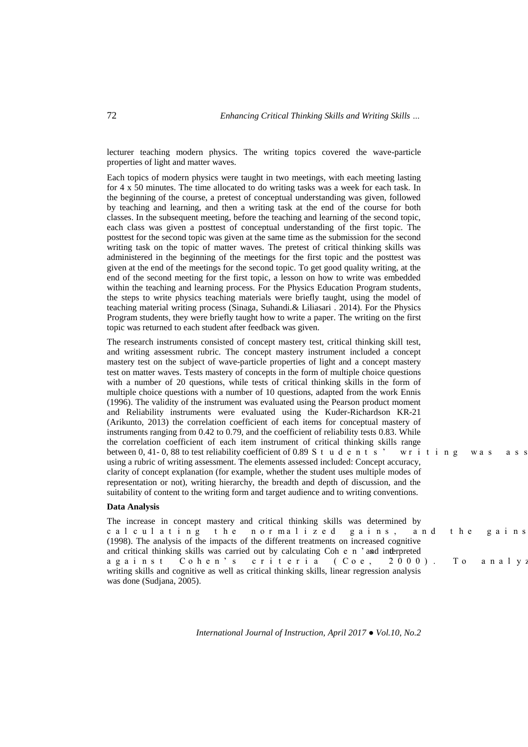lecturer teaching modern physics. The writing topics covered the wave-particle properties of light and matter waves.

Each topics of modern physics were taught in two meetings, with each meeting lasting for 4 x 50 minutes. The time allocated to do writing tasks was a week for each task. In the beginning of the course, a pretest of conceptual understanding was given, followed by teaching and learning, and then a writing task at the end of the course for both classes. In the subsequent meeting, before the teaching and learning of the second topic, each class was given a posttest of conceptual understanding of the first topic. The posttest for the second topic was given at the same time as the submission for the second writing task on the topic of matter waves. The pretest of critical thinking skills was administered in the beginning of the meetings for the first topic and the posttest was given at the end of the meetings for the second topic. To get good quality writing, at the end of the second meeting for the first topic, a lesson on how to write was embedded within the teaching and learning process. For the Physics Education Program students, the steps to write physics teaching materials were briefly taught, using the model of teaching material writing process (Sinaga, Suhandi.& Liliasari . 2014). For the Physics Program students, they were briefly taught how to write a paper. The writing on the first topic was returned to each student after feedback was given.

The research instruments consisted of concept mastery test, critical thinking skill test, and writing assessment rubric. The concept mastery instrument included a concept mastery test on the subject of wave-particle properties of light and a concept mastery test on matter waves. Tests mastery of concepts in the form of multiple choice questions with a number of 20 questions, while tests of critical thinking skills in the form of multiple choice questions with a number of 10 questions, adapted from the work Ennis (1996). The validity of the instrument was evaluated using the Pearson product moment and Reliability instruments were evaluated using the Kuder-Richardson KR-21 (Arikunto, 2013) the correlation coefficient of each items for conceptual mastery of instruments ranging from 0.42 to 0.79, and the coefficient of reliability tests 0.83. While the correlation coefficient of each item instrument of critical thinking skills range between 0, 41- 0, 88 to test reliability coefficient of 0.89 Students' writing was ass using a rubric of writing assessment. The elements assessed included: Concept accuracy, clarity of concept explanation (for example, whether the student uses multiple modes of representation or not), writing hierarchy, the breadth and depth of discussion, and the suitability of content to the writing form and target audience and to writing conventions.

**Data Analysis**

The increase in concept mastery and critical thinking skills was determined by calculating the normalized gains, and the gains (1998). The analysis of the impacts of the different treatments on increased cognitive and critical thinking skills was carried out by calculating Cohen's and interpreted against Cohen's criteria (Coe, 2000). To analyz writing skills and cognitive as well as critical thinking skills, linear regression analysis was done (Sudjana, 2005).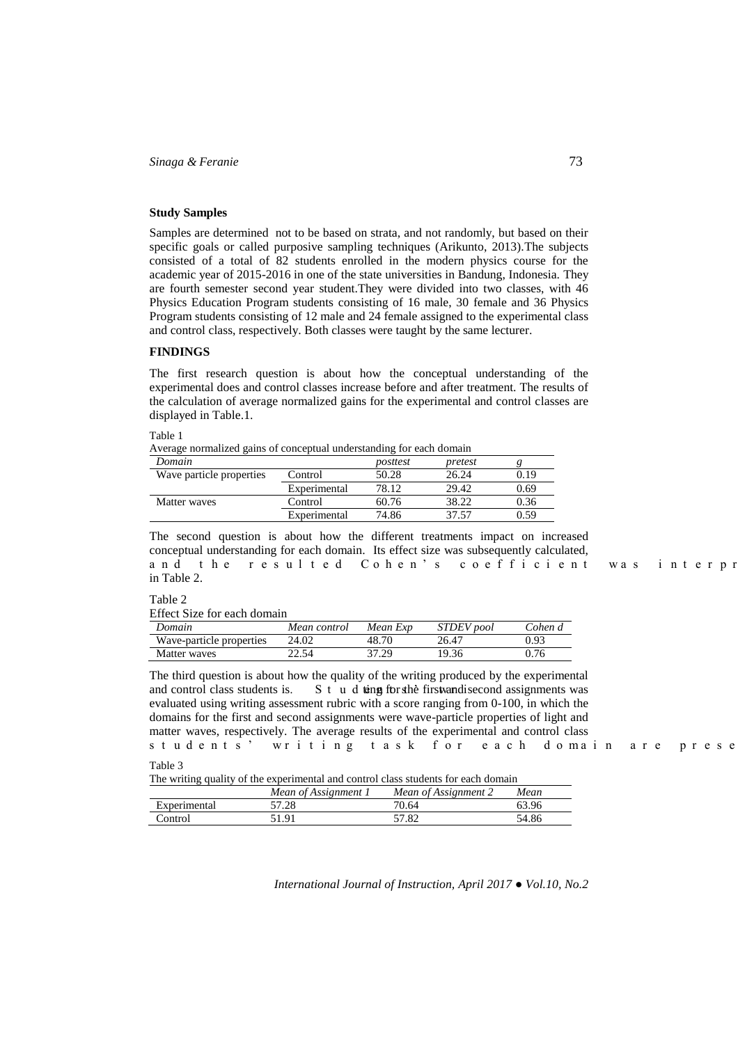**Study Samples**

Samples are determined not to be based on strata, and not randomly, but based on their specific goals or called purposive sampling techniques (Arikunto, 2013).The subjects consisted of a total of 82 students enrolled in the modern physics course for the academic year of 2015-2016 in one of the state universities in Bandung, Indonesia. They are fourth semester second year student.They were divided into two classes, with 46 Physics Education Program students consisting of 16 male, 30 female and 36 Physics Program students consisting of 12 male and 24 female assigned to the experimental class and control class, respectively. Both classes were taught by the same lecturer.

## FINDINGS

The first research question is about how the conceptual understanding of the experimental does and control classes increase before and after treatment. The results of the calculation of average normalized gains for the experimental and control classes are displayed in Table.1.

Table 1

Average normalized gains of conceptual understanding for each domain

| *Domain* | | *posttest* | *pretest* | *g* |
|---|---|---|---|---|
| Wave particle properties | Control | 50.28 | 26.24 | 0.19 |
| | Experimental | 78.12 | 29.42 | 0.69 |
| Matter waves | Control | 60.76 | 38.22 | 0.36 |
| | Experimental | 74.86 | 37.57 | 0.59 |

The second question is about how the different treatments impact on increased conceptual understanding for each domain. Its effect size was subsequently calculated, and the resulted Cohen's coefficient was interpr in Table 2.

Table 2

Effect Size for each domain

| *Domain* | *Mean control* | *Mean Exp* | *STDEV pool* | *Cohen d* |
|---|---|---|---|---|
| Wave-particle properties | 24.02 | 48.70 | 26.47 | 0.93 |
| Matter waves | 22.54 | 37.29 | 19.36 | 0.76 |

The third question is about how the quality of the writing produced by the experimental and control class students is. Students' writing for the first and second assignments was evaluated using writing assessment rubric with a score ranging from 0-100, in which the domains for the first and second assignments were wave-particle properties of light and matter waves, respectively. The average results of the experimental and control class students' writing task for each domain are prese

Table 3

The writing quality of the experimental and control class students for each domain

| | *Mean of Assignment 1* | *Mean of Assignment 2* | *Mean* |
|---|---|---|---|
| Experimental | 57.28 | 70.64 | 63.96 |
| Control | 51.91 | 57.82 | 54.86 |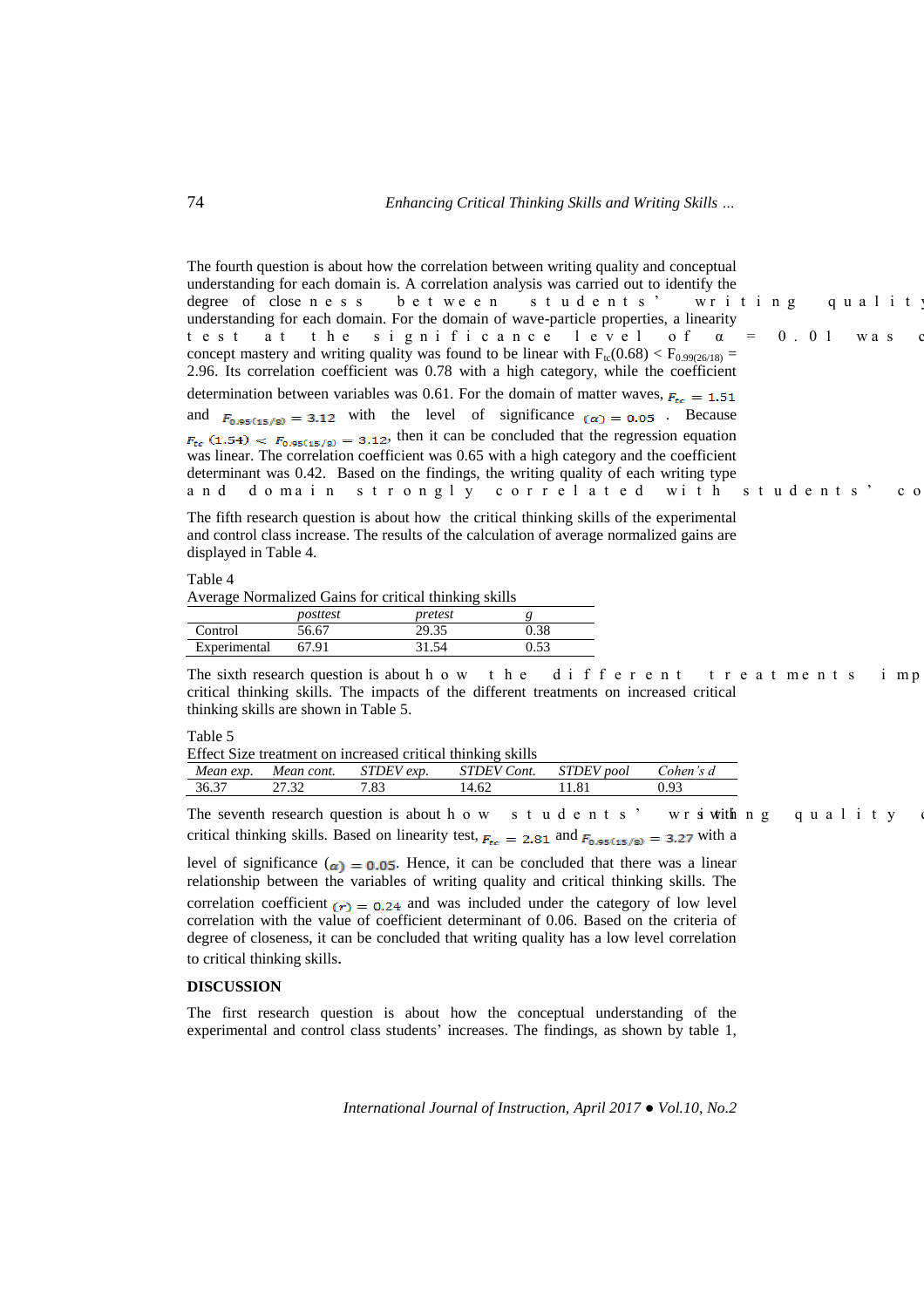The fourth question is about how the correlation between writing quality and conceptual understanding for each domain is. A correlation analysis was carried out to identify the degree of closeness between students' writing quality understanding for each domain. For the domain of wave-particle properties, a linearity test at the significance level of α = 0.01 was c concept mastery and writing quality was found to be linear with $F_{tc}(0.68) < F_{0.99(26/18)} = 2.96$. Its correlation coefficient was 0.78 with a high category, while the coefficient determination between variables was 0.61. For the domain of matter waves, $F_{tc} = 1.51$ and $F_{0.95(15/8)} = 3.12$ with the level of significance $(\alpha) = 0.05$. Because $F_{tc}\ (1.54) < F_{0.95(15/8)} = 3.12$, then it can be concluded that the regression equation was linear. The correlation coefficient was 0.65 with a high category and the coefficient determinant was 0.42. Based on the findings, the writing quality of each writing type and domain strongly correlated with students' co

The fifth research question is about how the critical thinking skills of the experimental and control class increase. The results of the calculation of average normalized gains are displayed in Table 4.

Table 4
Average Normalized Gains for critical thinking skills

| | *posttest* | *pretest* | *g* |
|---|---|---|---|
| Control | 56.67 | 29.35 | 0.38 |
| Experimental | 67.91 | 31.54 | 0.53 |

The sixth research question is about how the different treatments imp critical thinking skills. The impacts of the different treatments on increased critical thinking skills are shown in Table 5.

Table 5
Effect Size treatment on increased critical thinking skills

| *Mean exp.* | *Mean cont.* | *STDEV exp.* | *STDEV Cont.* | *STDEV pool* | *Cohen's d* |
|---|---|---|---|---|---|
| 36.37 | 27.32 | 7.83 | 14.62 | 11.81 | 0.93 |

The seventh research question is about how students' writing quality with critical thinking skills. Based on linearity test, $F_{tc} = 2.81$ and $F_{0.95(15/8)} = 3.27$ with a level of significance $(\alpha) = 0.05$. Hence, it can be concluded that there was a linear relationship between the variables of writing quality and critical thinking skills. The correlation coefficient $(r) = 0.24$ and was included under the category of low level correlation with the value of coefficient determinant of 0.06. Based on the criteria of degree of closeness, it can be concluded that writing quality has a low level correlation to critical thinking skills.

## DISCUSSION

The first research question is about how the conceptual understanding of the experimental and control class students' increases. The findings, as shown by table 1,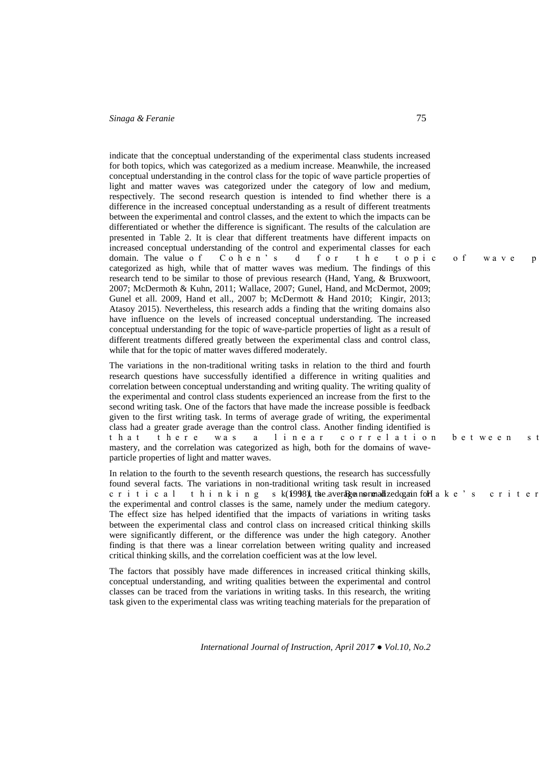indicate that the conceptual understanding of the experimental class students increased for both topics, which was categorized as a medium increase. Meanwhile, the increased conceptual understanding in the control class for the topic of wave particle properties of light and matter waves was categorized under the category of low and medium, respectively. The second research question is intended to find whether there is a difference in the increased conceptual understanding as a result of different treatments between the experimental and control classes, and the extent to which the impacts can be differentiated or whether the difference is significant. The results of the calculation are presented in Table 2. It is clear that different treatments have different impacts on increased conceptual understanding of the control and experimental classes for each domain. The value of Cohen's d for the topic of wave p categorized as high, while that of matter waves was medium. The findings of this research tend to be similar to those of previous research (Hand, Yang, & Bruxwoort, 2007; McDermoth & Kuhn, 2011; Wallace, 2007; Gunel, Hand, and McDermot, 2009; Gunel et all. 2009, Hand et all., 2007 b; McDermott & Hand 2010; Kingir, 2013; Atasoy 2015). Nevertheless, this research adds a finding that the writing domains also have influence on the levels of increased conceptual understanding. The increased conceptual understanding for the topic of wave-particle properties of light as a result of different treatments differed greatly between the experimental class and control class, while that for the topic of matter waves differed moderately.

The variations in the non-traditional writing tasks in relation to the third and fourth research questions have successfully identified a difference in writing qualities and correlation between conceptual understanding and writing quality. The writing quality of the experimental and control class students experienced an increase from the first to the second writing task. One of the factors that have made the increase possible is feedback given to the first writing task. In terms of average grade of writing, the experimental class had a greater grade average than the control class. Another finding identified is that there was a linear correlation between st mastery, and the correlation was categorized as high, both for the domains of wave-particle properties of light and matter waves.

In relation to the fourth to the seventh research questions, the research has successfully found several facts. The variations in non-traditional writing task result in increased critical thinking sk(1998), the average normalized gain for Hake's criter the experimental and control classes is the same, namely under the medium category. The effect size has helped identified that the impacts of variations in writing tasks between the experimental class and control class on increased critical thinking skills were significantly different, or the difference was under the high category. Another finding is that there was a linear correlation between writing quality and increased critical thinking skills, and the correlation coefficient was at the low level.

The factors that possibly have made differences in increased critical thinking skills, conceptual understanding, and writing qualities between the experimental and control classes can be traced from the variations in writing tasks. In this research, the writing task given to the experimental class was writing teaching materials for the preparation of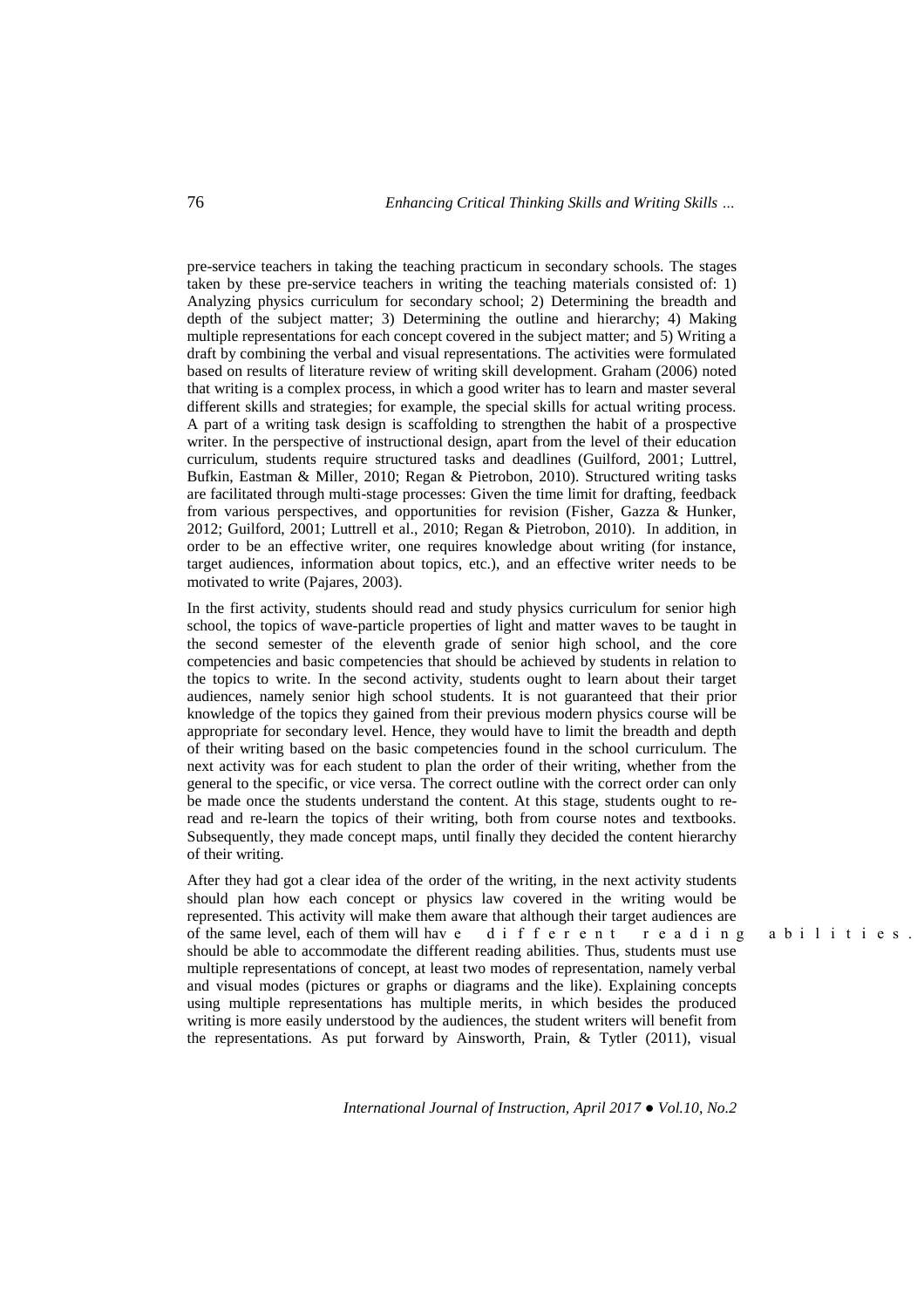pre-service teachers in taking the teaching practicum in secondary schools. The stages taken by these pre-service teachers in writing the teaching materials consisted of: 1) Analyzing physics curriculum for secondary school; 2) Determining the breadth and depth of the subject matter; 3) Determining the outline and hierarchy; 4) Making multiple representations for each concept covered in the subject matter; and 5) Writing a draft by combining the verbal and visual representations. The activities were formulated based on results of literature review of writing skill development. Graham (2006) noted that writing is a complex process, in which a good writer has to learn and master several different skills and strategies; for example, the special skills for actual writing process. A part of a writing task design is scaffolding to strengthen the habit of a prospective writer. In the perspective of instructional design, apart from the level of their education curriculum, students require structured tasks and deadlines (Guilford, 2001; Luttrel, Bufkin, Eastman & Miller, 2010; Regan & Pietrobon, 2010). Structured writing tasks are facilitated through multi-stage processes: Given the time limit for drafting, feedback from various perspectives, and opportunities for revision (Fisher, Gazza & Hunker, 2012; Guilford, 2001; Luttrell et al., 2010; Regan & Pietrobon, 2010). In addition, in order to be an effective writer, one requires knowledge about writing (for instance, target audiences, information about topics, etc.), and an effective writer needs to be motivated to write (Pajares, 2003).

In the first activity, students should read and study physics curriculum for senior high school, the topics of wave-particle properties of light and matter waves to be taught in the second semester of the eleventh grade of senior high school, and the core competencies and basic competencies that should be achieved by students in relation to the topics to write. In the second activity, students ought to learn about their target audiences, namely senior high school students. It is not guaranteed that their prior knowledge of the topics they gained from their previous modern physics course will be appropriate for secondary level. Hence, they would have to limit the breadth and depth of their writing based on the basic competencies found in the school curriculum. The next activity was for each student to plan the order of their writing, whether from the general to the specific, or vice versa. The correct outline with the correct order can only be made once the students understand the content. At this stage, students ought to re-read and re-learn the topics of their writing, both from course notes and textbooks. Subsequently, they made concept maps, until finally they decided the content hierarchy of their writing.

After they had got a clear idea of the order of the writing, in the next activity students should plan how each concept or physics law covered in the writing would be represented. This activity will make them aware that although their target audiences are of the same level, each of them will have different reading abilities. should be able to accommodate the different reading abilities. Thus, students must use multiple representations of concept, at least two modes of representation, namely verbal and visual modes (pictures or graphs or diagrams and the like). Explaining concepts using multiple representations has multiple merits, in which besides the produced writing is more easily understood by the audiences, the student writers will benefit from the representations. As put forward by Ainsworth, Prain, & Tytler (2011), visual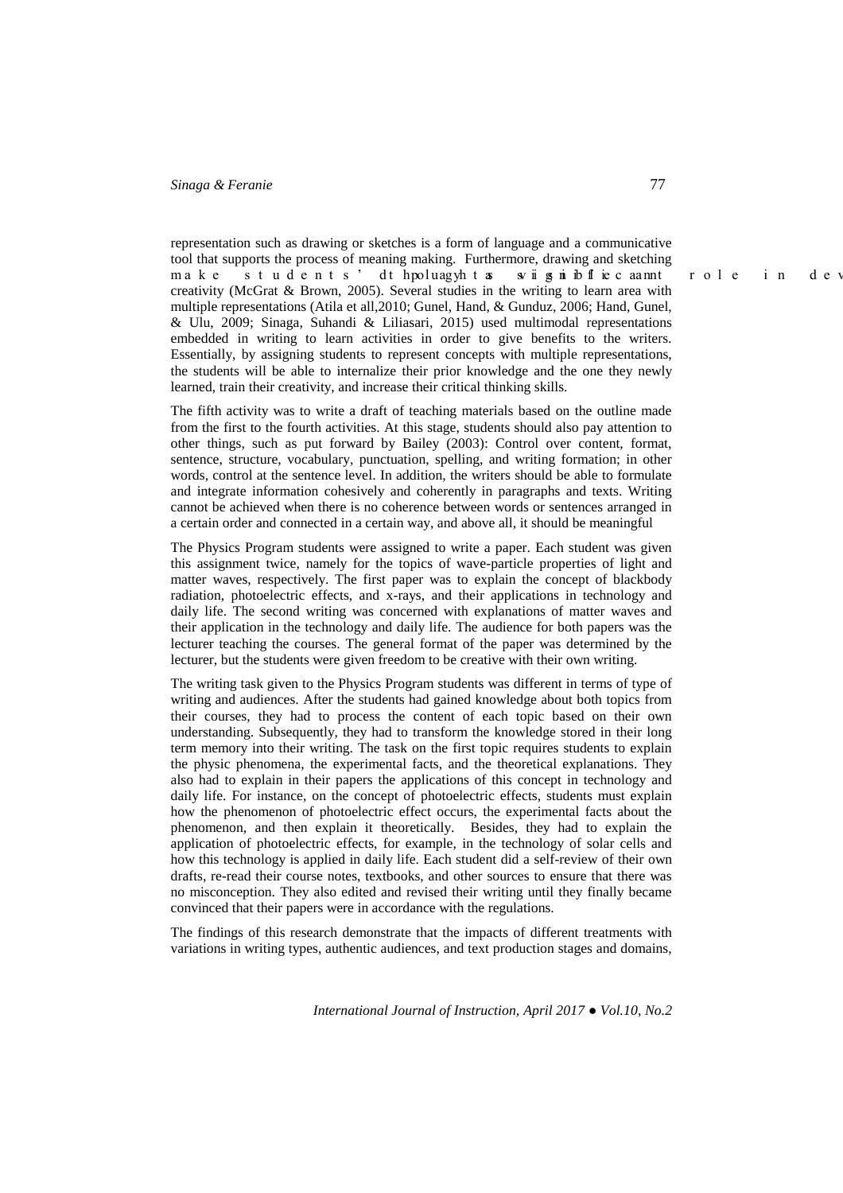representation such as drawing or sketches is a form of language and a communicative tool that supports the process of meaning making. Furthermore, drawing and sketching make students' thoughts visible and play a significant role in developing creativity (McGrat & Brown, 2005). Several studies in the writing to learn area with multiple representations (Atila et all,2010; Gunel, Hand, & Gunduz, 2006; Hand, Gunel, & Ulu, 2009; Sinaga, Suhandi & Liliasari, 2015) used multimodal representations embedded in writing to learn activities in order to give benefits to the writers. Essentially, by assigning students to represent concepts with multiple representations, the students will be able to internalize their prior knowledge and the one they newly learned, train their creativity, and increase their critical thinking skills.

The fifth activity was to write a draft of teaching materials based on the outline made from the first to the fourth activities. At this stage, students should also pay attention to other things, such as put forward by Bailey (2003): Control over content, format, sentence, structure, vocabulary, punctuation, spelling, and writing formation; in other words, control at the sentence level. In addition, the writers should be able to formulate and integrate information cohesively and coherently in paragraphs and texts. Writing cannot be achieved when there is no coherence between words or sentences arranged in a certain order and connected in a certain way, and above all, it should be meaningful

The Physics Program students were assigned to write a paper. Each student was given this assignment twice, namely for the topics of wave-particle properties of light and matter waves, respectively. The first paper was to explain the concept of blackbody radiation, photoelectric effects, and x-rays, and their applications in technology and daily life. The second writing was concerned with explanations of matter waves and their application in the technology and daily life. The audience for both papers was the lecturer teaching the courses. The general format of the paper was determined by the lecturer, but the students were given freedom to be creative with their own writing.

The writing task given to the Physics Program students was different in terms of type of writing and audiences. After the students had gained knowledge about both topics from their courses, they had to process the content of each topic based on their own understanding. Subsequently, they had to transform the knowledge stored in their long term memory into their writing. The task on the first topic requires students to explain the physic phenomena, the experimental facts, and the theoretical explanations. They also had to explain in their papers the applications of this concept in technology and daily life. For instance, on the concept of photoelectric effects, students must explain how the phenomenon of photoelectric effect occurs, the experimental facts about the phenomenon, and then explain it theoretically. Besides, they had to explain the application of photoelectric effects, for example, in the technology of solar cells and how this technology is applied in daily life. Each student did a self-review of their own drafts, re-read their course notes, textbooks, and other sources to ensure that there was no misconception. They also edited and revised their writing until they finally became convinced that their papers were in accordance with the regulations.

The findings of this research demonstrate that the impacts of different treatments with variations in writing types, authentic audiences, and text production stages and domains,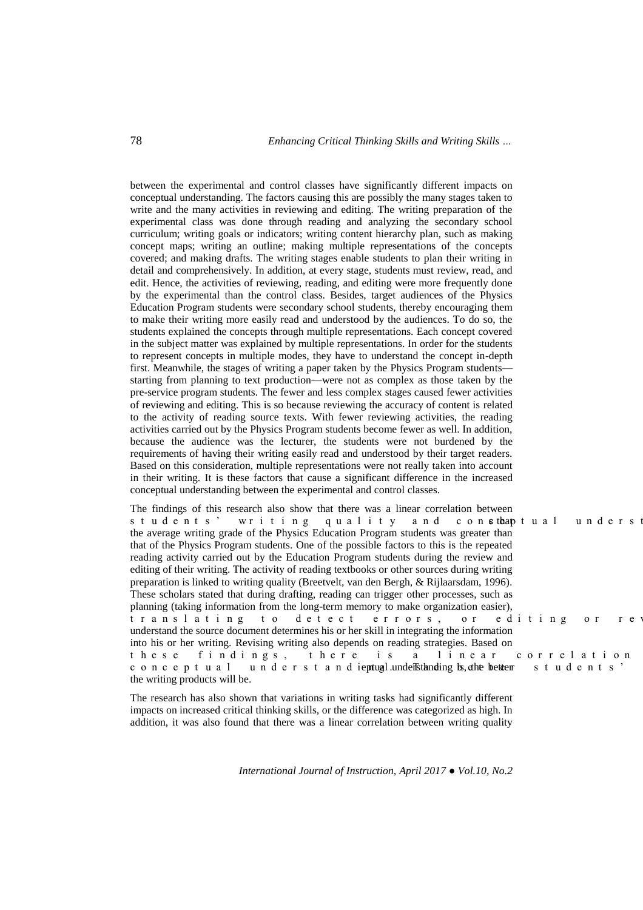between the experimental and control classes have significantly different impacts on conceptual understanding. The factors causing this are possibly the many stages taken to write and the many activities in reviewing and editing. The writing preparation of the experimental class was done through reading and analyzing the secondary school curriculum; writing goals or indicators; writing content hierarchy plan, such as making concept maps; writing an outline; making multiple representations of the concepts covered; and making drafts. The writing stages enable students to plan their writing in detail and comprehensively. In addition, at every stage, students must review, read, and edit. Hence, the activities of reviewing, reading, and editing were more frequently done by the experimental than the control class. Besides, target audiences of the Physics Education Program students were secondary school students, thereby encouraging them to make their writing more easily read and understood by the audiences. To do so, the students explained the concepts through multiple representations. Each concept covered in the subject matter was explained by multiple representations. In order for the students to represent concepts in multiple modes, they have to understand the concept in-depth first. Meanwhile, the stages of writing a paper taken by the Physics Program students—starting from planning to text production—were not as complex as those taken by the pre-service program students. The fewer and less complex stages caused fewer activities of reviewing and editing. This is so because reviewing the accuracy of content is related to the activity of reading source texts. With fewer reviewing activities, the reading activities carried out by the Physics Program students become fewer as well. In addition, because the audience was the lecturer, the students were not burdened by the requirements of having their writing easily read and understood by their target readers. Based on this consideration, multiple representations were not really taken into account in their writing. It is these factors that cause a significant difference in the increased conceptual understanding between the experimental and control classes.

The findings of this research also show that there was a linear correlation between students' writing quality and conceptual underst... that the average writing grade of the Physics Education Program students was greater than that of the Physics Program students. One of the possible factors to this is the repeated reading activity carried out by the Education Program students during the review and editing of their writing. The activity of reading textbooks or other sources during writing preparation is linked to writing quality (Breetvelt, van den Bergh, & Rijlaarsdam, 1996). These scholars stated that during drafting, reading can trigger other processes, such as planning (taking information from the long-term memory to make organization easier), translating to detect errors, or editing or rev... understand the source document determines his or her skill in integrating the information into his or her writing. Revising writing also depends on reading strategies. Based on these findings, there is a linear correlation ... conceptual understanding. The better students' conceptual understanding is, the better the writing products will be.

The research has also shown that variations in writing tasks had significantly different impacts on increased critical thinking skills, or the difference was categorized as high. In addition, it was also found that there was a linear correlation between writing quality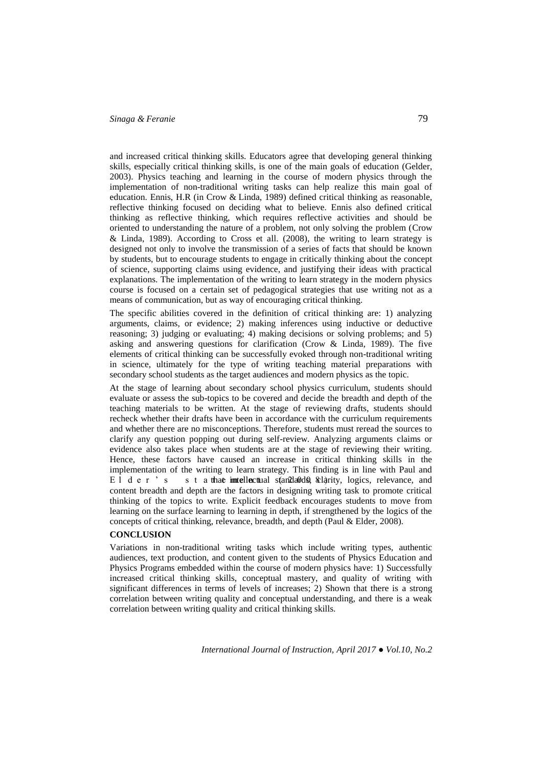and increased critical thinking skills. Educators agree that developing general thinking skills, especially critical thinking skills, is one of the main goals of education (Gelder, 2003). Physics teaching and learning in the course of modern physics through the implementation of non-traditional writing tasks can help realize this main goal of education. Ennis, H.R (in Crow & Linda, 1989) defined critical thinking as reasonable, reflective thinking focused on deciding what to believe. Ennis also defined critical thinking as reflective thinking, which requires reflective activities and should be oriented to understanding the nature of a problem, not only solving the problem (Crow & Linda, 1989). According to Cross et all. (2008), the writing to learn strategy is designed not only to involve the transmission of a series of facts that should be known by students, but to encourage students to engage in critically thinking about the concept of science, supporting claims using evidence, and justifying their ideas with practical explanations. The implementation of the writing to learn strategy in the modern physics course is focused on a certain set of pedagogical strategies that use writing not as a means of communication, but as way of encouraging critical thinking.

The specific abilities covered in the definition of critical thinking are: 1) analyzing arguments, claims, or evidence; 2) making inferences using inductive or deductive reasoning; 3) judging or evaluating; 4) making decisions or solving problems; and 5) asking and answering questions for clarification (Crow & Linda, 1989). The five elements of critical thinking can be successfully evoked through non-traditional writing in science, ultimately for the type of writing teaching material preparations with secondary school students as the target audiences and modern physics as the topic.

At the stage of learning about secondary school physics curriculum, students should evaluate or assess the sub-topics to be covered and decide the breadth and depth of the teaching materials to be written. At the stage of reviewing drafts, students should recheck whether their drafts have been in accordance with the curriculum requirements and whether there are no misconceptions. Therefore, students must reread the sources to clarify any question popping out during self-review. Analyzing arguments claims or evidence also takes place when students are at the stage of reviewing their writing. Hence, these factors have caused an increase in critical thinking skills in the implementation of the writing to learn strategy. This finding is in line with Paul and Elder's statement (2008) that intellectual standards, clarity, logics, relevance, and content breadth and depth are the factors in designing writing task to promote critical thinking of the topics to write. Explicit feedback encourages students to move from learning on the surface learning to learning in depth, if strengthened by the logics of the concepts of critical thinking, relevance, breadth, and depth (Paul & Elder, 2008).

## CONCLUSION

Variations in non-traditional writing tasks which include writing types, authentic audiences, text production, and content given to the students of Physics Education and Physics Programs embedded within the course of modern physics have: 1) Successfully increased critical thinking skills, conceptual mastery, and quality of writing with significant differences in terms of levels of increases; 2) Shown that there is a strong correlation between writing quality and conceptual understanding, and there is a weak correlation between writing quality and critical thinking skills.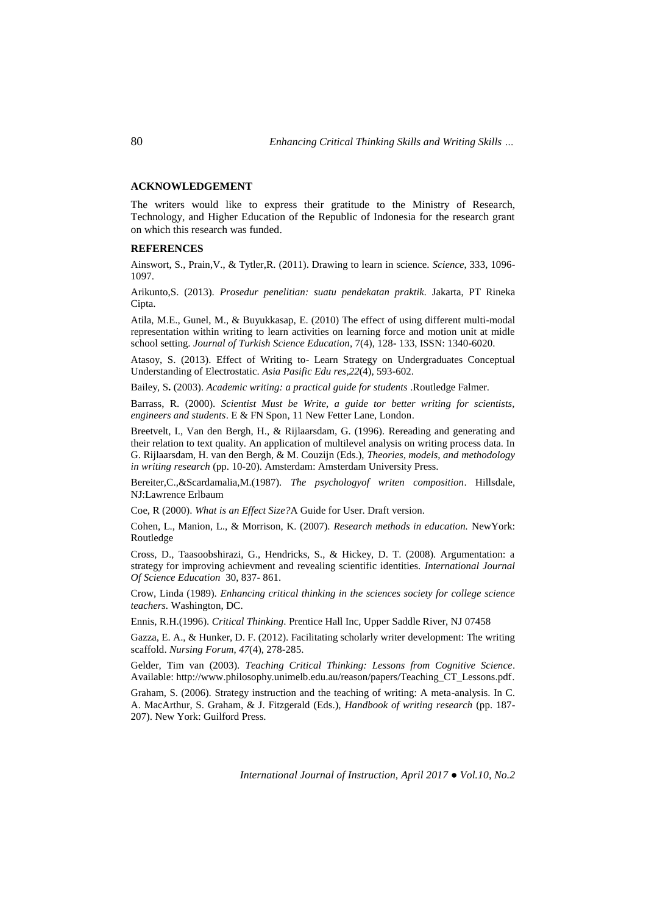## ACKNOWLEDGEMENT

The writers would like to express their gratitude to the Ministry of Research, Technology, and Higher Education of the Republic of Indonesia for the research grant on which this research was funded.

## REFERENCES

Ainswort, S., Prain,V., & Tytler,R. (2011). Drawing to learn in science. *Science*, 333, 1096-1097.

Arikunto,S. (2013). *Prosedur penelitian: suatu pendekatan praktik*. Jakarta, PT Rineka Cipta.

Atila, M.E., Gunel, M., & Buyukkasap, E. (2010) The effect of using different multi-modal representation within writing to learn activities on learning force and motion unit at midle school setting. *Journal of Turkish Science Education*, 7(4), 128- 133, ISSN: 1340-6020.

Atasoy, S. (2013). Effect of Writing to- Learn Strategy on Undergraduates Conceptual Understanding of Electrostatic. *Asia Pasific Edu res*,*22*(4), 593-602.

Bailey, S**.** (2003). *Academic writing: a practical guide for students* .Routledge Falmer.

Barrass, R. (2000). *Scientist Must be Write, a guide tor better writing for scientists, engineers and students*. E & FN Spon, 11 New Fetter Lane, London.

Breetvelt, I., Van den Bergh, H., & Rijlaarsdam, G. (1996). Rereading and generating and their relation to text quality. An application of multilevel analysis on writing process data. In G. Rijlaarsdam, H. van den Bergh, & M. Couzijn (Eds.), *Theories, models, and methodology in writing research* (pp. 10-20). Amsterdam: Amsterdam University Press.

Bereiter,C.,&Scardamalia,M.(1987). *The psychologyof writen composition*. Hillsdale, NJ:Lawrence Erlbaum

Coe, R (2000). *What is an Effect Size?*A Guide for User. Draft version.

Cohen, L., Manion, L., & Morrison, K. (2007). *Research methods in education.* NewYork: Routledge

Cross, D., Taasoobshirazi, G., Hendricks, S., & Hickey, D. T. (2008). Argumentation: a strategy for improving achievment and revealing scientific identities. *International Journal Of Science Education* 30, 837- 861.

Crow, Linda (1989). *Enhancing critical thinking in the sciences society for college science teachers.* Washington, DC.

Ennis, R.H.(1996). *Critical Thinking*. Prentice Hall Inc, Upper Saddle River, NJ 07458

Gazza, E. A., & Hunker, D. F. (2012). Facilitating scholarly writer development: The writing scaffold. *Nursing Forum*, *47*(4), 278-285.

Gelder, Tim van (2003). *Teaching Critical Thinking: Lessons from Cognitive Science*. Available: http://www.philosophy.unimelb.edu.au/reason/papers/Teaching_CT_Lessons.pdf.

Graham, S. (2006). Strategy instruction and the teaching of writing: A meta-analysis. In C. A. MacArthur, S. Graham, & J. Fitzgerald (Eds.), *Handbook of writing research* (pp. 187-207). New York: Guilford Press.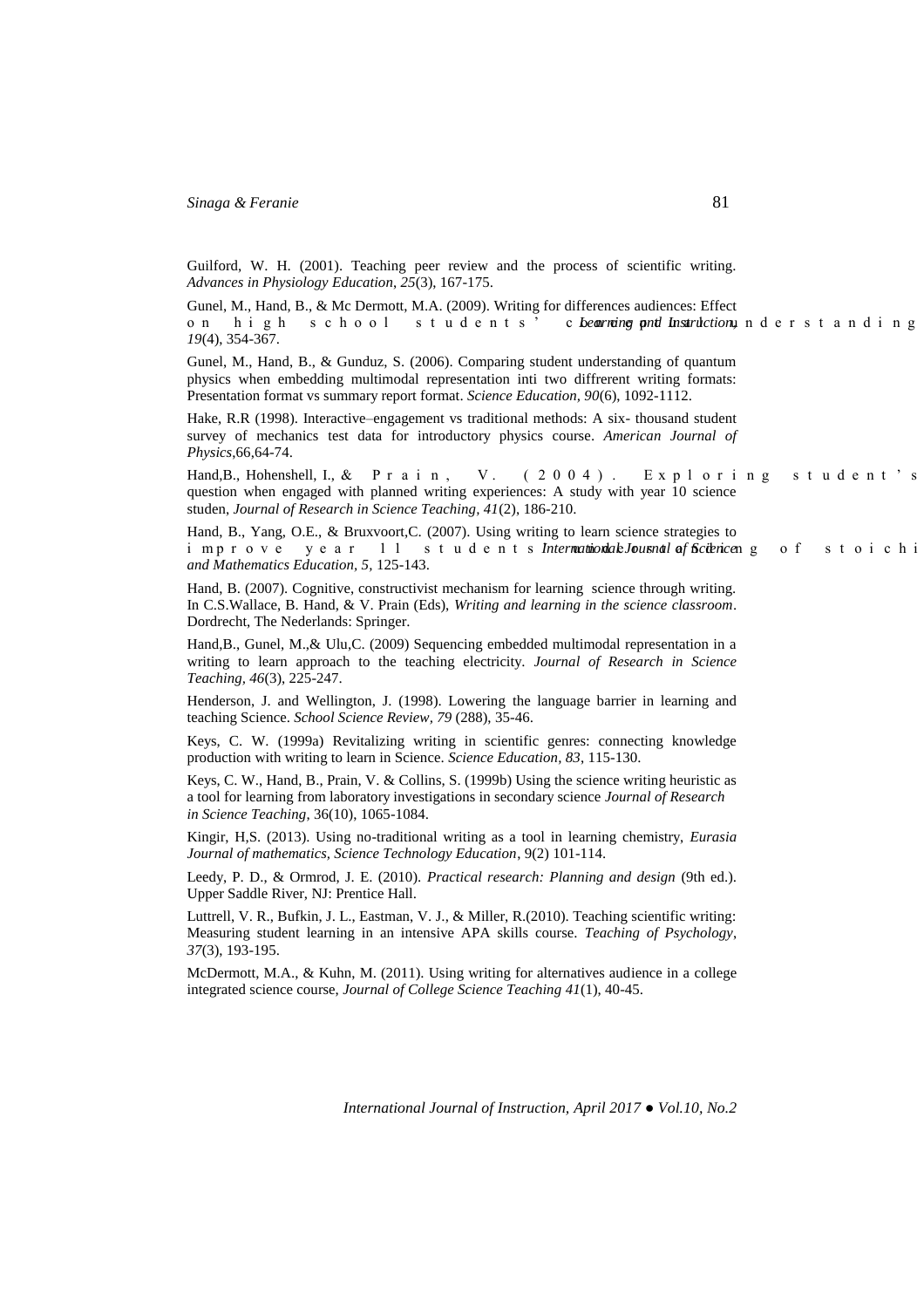Guilford, W. H. (2001). Teaching peer review and the process of scientific writing. *Advances in Physiology Education*, *25*(3), 167-175.

Gunel, M., Hand, B., & Mc Dermott, M.A. (2009). Writing for differences audiences: Effect on high school students' conceptual understanding. *Learning and Instruction*, *19*(4), 354-367.

Gunel, M., Hand, B., & Gunduz, S. (2006). Comparing student understanding of quantum physics when embedding multimodal representation inti two diffrerent writing formats: Presentation format vs summary report format. *Science Education, 90*(6), 1092-1112.

Hake, R.R (1998). Interactive–engagement vs traditional methods: A six- thousand student survey of mechanics test data for introductory physics course. *American Journal of Physics*,66,64-74.

Hand,B., Hohenshell, I., & Prain, V. (2004). Exploring student's question when engaged with planned writing experiences: A study with year 10 science studen, *Journal of Research in Science Teaching, 41*(2), 186-210.

Hand, B., Yang, O.E., & Bruxvoort,C. (2007). Using writing to learn science strategies to improve year 11 students understanding of stoichiometry. *International Journal of Science and Mathematics Education, 5*, 125-143.

Hand, B. (2007). Cognitive, constructivist mechanism for learning science through writing. In C.S.Wallace, B. Hand, & V. Prain (Eds), *Writing and learning in the science classroom*. Dordrecht, The Nederlands: Springer.

Hand,B., Gunel, M.,& Ulu,C. (2009) Sequencing embedded multimodal representation in a writing to learn approach to the teaching electricity. *Journal of Research in Science Teaching, 46*(3), 225-247.

Henderson, J. and Wellington, J. (1998). Lowering the language barrier in learning and teaching Science. *School Science Review, 79* (288), 35-46.

Keys, C. W. (1999a) Revitalizing writing in scientific genres: connecting knowledge production with writing to learn in Science. *Science Education, 83*, 115-130.

Keys, C. W., Hand, B., Prain, V. & Collins, S. (1999b) Using the science writing heuristic as a tool for learning from laboratory investigations in secondary science *Journal of Research in Science Teaching*, 36(10), 1065-1084.

Kingir, H,S. (2013). Using no-traditional writing as a tool in learning chemistry, *Eurasia Journal of mathematics, Science Technology Education*, 9(2) 101-114.

Leedy, P. D., & Ormrod, J. E. (2010). *Practical research: Planning and design* (9th ed.). Upper Saddle River, NJ: Prentice Hall.

Luttrell, V. R., Bufkin, J. L., Eastman, V. J., & Miller, R.(2010). Teaching scientific writing: Measuring student learning in an intensive APA skills course. *Teaching of Psychology*, *37*(3), 193-195.

McDermott, M.A., & Kuhn, M. (2011). Using writing for alternatives audience in a college integrated science course, *Journal of College Science Teaching 41*(1), 40-45.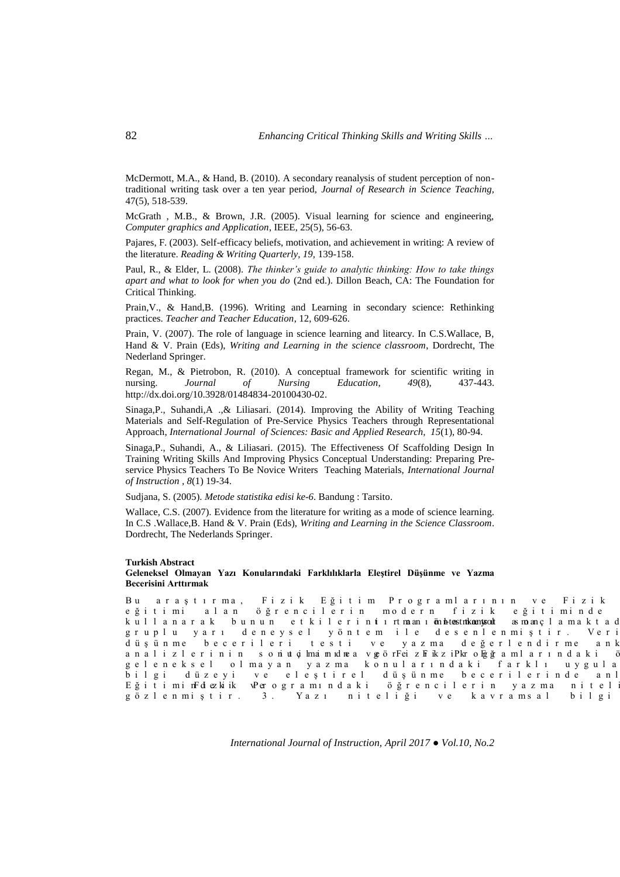McDermott, M.A., & Hand, B. (2010). A secondary reanalysis of student perception of non-traditional writing task over a ten year period, *Journal of Research in Science Teaching,* 47(5), 518-539.

McGrath , M.B., & Brown, J.R. (2005). Visual learning for science and engineering, *Computer graphics and Application*, IEEE, 25(5), 56-63.

Pajares, F. (2003). Self-efficacy beliefs, motivation, and achievement in writing: A review of the literature. *Reading & Writing Quarterly, 19,* 139-158.

Paul, R., & Elder, L. (2008). *The thinker's guide to analytic thinking: How to take things apart and what to look for when you do* (2nd ed.). Dillon Beach, CA: The Foundation for Critical Thinking.

Prain,V., & Hand,B. (1996). Writing and Learning in secondary science: Rethinking practices. *Teacher and Teacher Education*, 12, 609-626.

Prain, V. (2007). The role of language in science learning and litearcy. In C.S.Wallace, B, Hand & V. Prain (Eds), *Writing and Learning in the science classroom*, Dordrecht, The Nederland Springer.

Regan, M., & Pietrobon, R. (2010). A conceptual framework for scientific writing in nursing. *Journal of Nursing Education*, *49*(8), 437-443. http://dx.doi.org/10.3928/01484834-20100430-02.

Sinaga,P., Suhandi,A .,& Liliasari. (2014). Improving the Ability of Writing Teaching Materials and Self-Regulation of Pre-Service Physics Teachers through Representational Approach, *International Journal of Sciences: Basic and Applied Research, 15*(1), 80-94.

Sinaga,P., Suhandi, A., & Liliasari. (2015). The Effectiveness Of Scaffolding Design In Training Writing Skills And Improving Physics Conceptual Understanding: Preparing Pre-service Physics Teachers To Be Novice Writers Teaching Materials, *International Journal of Instruction , 8*(1) 19-34.

Sudjana, S. (2005). *Metode statistika edisi ke-6*. Bandung : Tarsito.

Wallace, C.S. (2007). Evidence from the literature for writing as a mode of science learning. In C.S .Wallace,B. Hand & V. Prain (Eds), *Writing and Learning in the Science Classroom*. Dordrecht, The Nederlands Springer.

**Turkish Abstract**

**Geleneksel Olmayan Yazı Konularındaki Farklılıklarla Eleştirel Düşünme ve Yazma Becerisini Arttırmak**

Bu araştırma, Fizik Eğitim Programlarının ve Fizik eğitimi alan öğrencilerin modern fizik eğitiminde kullanarak bunun etkilerini ortaya koymayı amaçlamaktad grupla yarı deneysel yöntem ile desenlenmiştir. Veri düşünme becerileri testi ve yazma değerlendirme ank analizlerinin sonuçları olmadığını ve Fizik Eğitim Programlarındaki ö geleneksel olmayan yazma konularındaki farklı uygula bilgi düzeyi ve eleştirel düşünme becerilerinde anl Eğitimi Fizik Eğitim Programındaki öğrencilerin yazma niteli gözlenmiştir. 3. Yazı niteliği ve kavramsal bilgi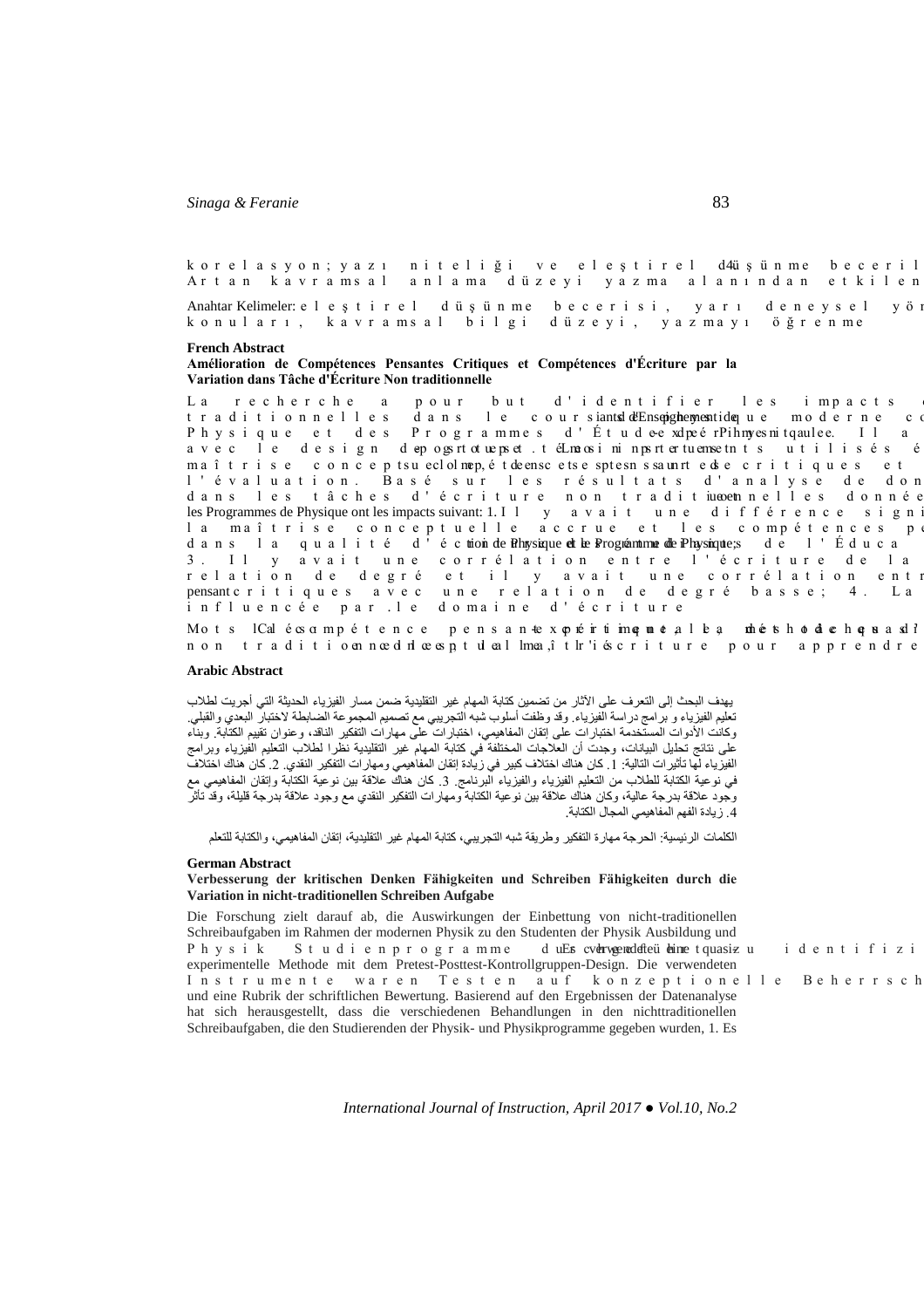korelasyon; yazı niteliği ve eleştirel düşünme beceril 4. Artan kavramsal anlama düzeyi yazma alanından etkilen

Anahtar Kelimeler: eleştirel düşünme becerisi, yarı deneysel yön konuları, kavramsal bilgi düzeyi, yazmayı öğrenme

**French Abstract**

**Amélioration de Compétences Pensantes Critiques et Compétences d'Écriture par la Variation dans Tâche d'Écriture Non traditionnelle**

La recherche a pour but d'identifier les impacts d traditionnelles dans le cours de l'enseignement de physique moderne c Physique et des Programmes d'Étude de Physique. Il a avec le design de pré-test et post-test. Les instruments utilisés é maîtrise conceptuelle, de tests de compétences pensantes critiques et l'évaluation. Basé sur les résultats d'analyse de don dans les tâches d'écriture non traditionnelles donnée les Programmes de Physique ont les impacts suivant: 1. Il y avait une différence signi la maîtrise conceptuelle accrue et les compétences pe dans la qualité d'écriture des étudiants de Programme de Physique et le Programme de Physique de l'Éduca 3. Il y avait une corrélation entre l'écriture de la relation de degré et il y avait une corrélation entr pensant critiques avec une relation de degré basse; 4. La influencée par le domaine d'écriture.

Mots clés: compétence pensante critique, méthode quasi-expérimentale, tâches d'écriture non traditionnelle, maîtrise conceptuelle, l'écriture pour apprendre

**Arabic Abstract**

يهدف البحث إلى التعرف على الآثار من تضمين كتابة المهام غير التقليدية ضمن مسار الفيزياء الحديثة التي أجريت لطلاب تعليم الفيزياء و برامج دراسة الفيزياء. وقد وظفت أسلوب شبه التجريبي مع تصميم المجموعة الضابطة لاختبار البعدي والقبلي. وكانت الأدوات المستخدمة اختبارات على إتقان المفاهيمي، اختبارات على مهارات التفكير الناقد، وعنوان تقييم الكتابة. وبناء على نتائج تحليل البيانات، وجدت أن العلاجات المختلفة في كتابة المهام غير التقليدية نظرا لطلاب التعليم الفيزياء وبرامج الفيزياء لها تأثيرات التالية: 1. كان هناك اختلاف كبير في زيادة إتقان المفاهيمي ومهارات التفكير النقدي. 2. كان هناك اختلاف في نوعية الكتابة للطلاب من التعليم الفيزياء والفيزياء البرنامج. 3. كان هناك علاقة بين نوعية الكتابة وإتقان المفاهيمي مع وجود علاقة بدرجة عالية، وكان هناك علاقة بين نوعية الكتابة ومهارات التفكير النقدي مع وجود علاقة بدرجة قليلة، وقد تأثر 4. زيادة الفهم المفاهيمي المجال الكتابة.

الكلمات الرئيسية: الحرجة مهارة التفكير وطريقة شبه التجريبي، كتابة المهام غير التقليدية، إتقان المفاهيمي، والكتابة للتعلم

**German Abstract**

**Verbesserung der kritischen Denken Fähigkeiten und Schreiben Fähigkeiten durch die Variation in nicht-traditionellen Schreiben Aufgabe**

Die Forschung zielt darauf ab, die Auswirkungen der Einbettung von nicht-traditionellen Schreibaufgaben im Rahmen der modernen Physik zu den Studenten der Physik Ausbildung und Physik Studienprogramme durchgeführt zu identifizi Es verwendet eine quasi-experimentelle Methode mit dem Pretest-Posttest-Kontrollgruppen-Design. Die verwendeten Instrumente waren Testen auf konzeptionelle Beherrsch und eine Rubrik der schriftlichen Bewertung. Basierend auf den Ergebnissen der Datenanalyse hat sich herausgestellt, dass die verschiedenen Behandlungen in den nichttraditionellen Schreibaufgaben, die den Studierenden der Physik- und Physikprogramme gegeben wurden, 1. Es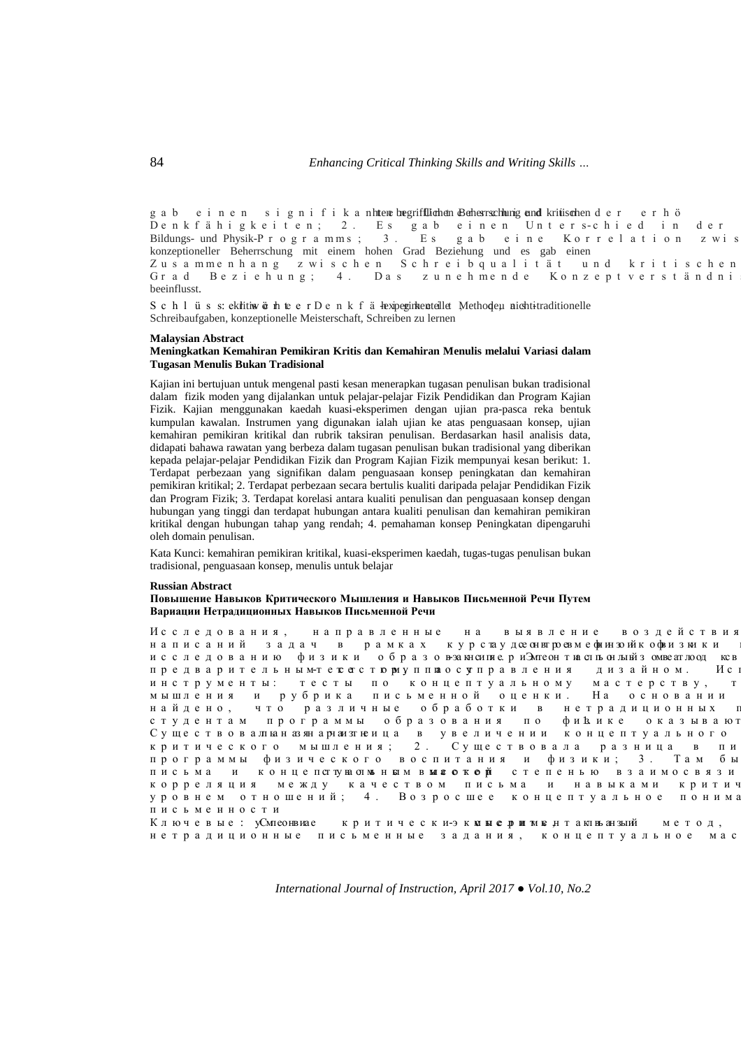gab einen signifikanten begrifflichen Beherrschung und kritischen der erhö Denkfähigkeiten; 2. Es gab einen Unters-chied in der Bildungs- und Physik-Programms; 3. Es gab eine Korrelation zwis konzeptioneller Beherrschung mit einem hohen Grad Beziehung und es gab einen Zusammenhang zwischen Schreibqualität und kritischen Grad Beziehung; 4. Das zunehmende Konzeptverständni beeinflusst.

Schlüsselwörter: kritische Denkfähigkeiten, experimentelle Methode, nicht-traditionelle Schreibaufgaben, konzeptionelle Meisterschaft, Schreiben zu lernen

**Malaysian Abstract**

**Meningkatkan Kemahiran Pemikiran Kritis dan Kemahiran Menulis melalui Variasi dalam Tugasan Menulis Bukan Tradisional**

Kajian ini bertujuan untuk mengenal pasti kesan menerapkan tugasan penulisan bukan tradisional dalam fizik moden yang dijalankan untuk pelajar-pelajar Fizik Pendidikan dan Program Kajian Fizik. Kajian menggunakan kaedah kuasi-eksperimen dengan ujian pra-pasca reka bentuk kumpulan kawalan. Instrumen yang digunakan ialah ujian ke atas penguasaan konsep, ujian kemahiran pemikiran kritikal dan rubrik taksiran penulisan. Berdasarkan hasil analisis data, didapati bahawa rawatan yang berbeza dalam tugasan penulisan bukan tradisional yang diberikan kepada pelajar-pelajar Pendidikan Fizik dan Program Kajian Fizik mempunyai kesan berikut: 1. Terdapat perbezaan yang signifikan dalam penguasaan konsep peningkatan dan kemahiran pemikiran kritikal; 2. Terdapat perbezaan secara bertulis kualiti daripada pelajar Pendidikan Fizik dan Program Fizik; 3. Terdapat korelasi antara kualiti penulisan dan penguasaan konsep dengan hubungan yang tinggi dan terdapat hubungan antara kualiti penulisan dan kemahiran pemikiran kritikal dengan hubungan tahap yang rendah; 4. pemahaman konsep Peningkatan dipengaruhi oleh domain penulisan.

Kata Kunci: kemahiran pemikiran kritikal, kuasi-eksperimen kaedah, tugas-tugas penulisan bukan tradisional, penguasaan konsep, menulis untuk belajar

**Russian Abstract**

**Повышение Навыков Критического Мышления и Навыков Письменной Речи Путем Вариации Нетрадиционных Навыков Письменной Речи**

Исследования, направленные на выявление воздействия написаний задач в рамках курса современной физики и исследованию физики образом квази-эксперимента. Использованный метод с предварительным-тестом постгруппы управления дизайном. Ис инструменты: тесты по концептуальному мастерству, т мышления и рубрика письменной оценки. На основании найдено, что различные обработки в нетрадиционных п студентам программы образования по физике оказывают 1. Существовала значительная разница в увеличении концептуального критического мышления; 2. Существовала разница в пи программы физического воспитания и физики; 3. Там бы письма и концептуальным мастерством с высокой степенью взаимосвязи корреляция между качеством письма и навыками критич уровнем отношений; 4. Возросшее концептуальное понима письменности

Ключевые: Умение критического мышления, квази-экспериментальный метод, нетрадиционные письменные задания, концептуальное мас